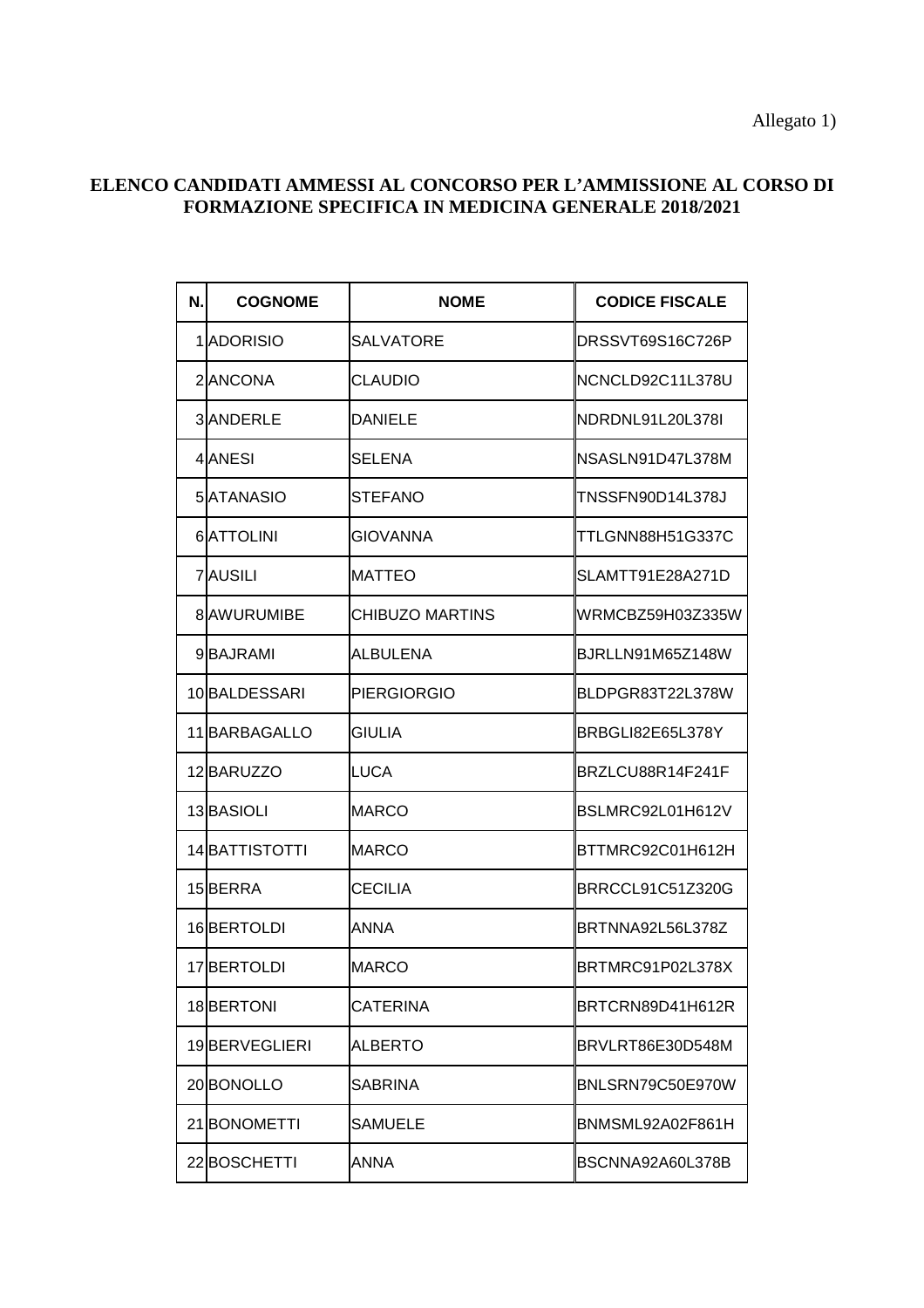Allegato 1)

**ELENCO CANDIDATI AMMESSI AL CONCORSO PER L'AMMISSIONE AL CORSO DI FORMAZIONE SPECIFICA IN MEDICINA GENERALE 2018/2021**

| N. | COGNOME | NOME | CODICE FISCALE |
|---|---|---|---|
| 1 | ADORISIO | SALVATORE | DRSSVT69S16C726P |
| 2 | ANCONA | CLAUDIO | NCNCLD92C11L378U |
| 3 | ANDERLE | DANIELE | NDRDNL91L20L378I |
| 4 | ANESI | SELENA | NSASLN91D47L378M |
| 5 | ATANASIO | STEFANO | TNSSFN90D14L378J |
| 6 | ATTOLINI | GIOVANNA | TTLGNN88H51G337C |
| 7 | AUSILI | MATTEO | SLAMTT91E28A271D |
| 8 | AWURUMIBE | CHIBUZO MARTINS | WRMCBZ59H03Z335W |
| 9 | BAJRAMI | ALBULENA | BJRLLN91M65Z148W |
| 10 | BALDESSARI | PIERGIORGIO | BLDPGR83T22L378W |
| 11 | BARBAGALLO | GIULIA | BRBGLI82E65L378Y |
| 12 | BARUZZO | LUCA | BRZLCU88R14F241F |
| 13 | BASIOLI | MARCO | BSLMRC92L01H612V |
| 14 | BATTISTOTTI | MARCO | BTTMRC92C01H612H |
| 15 | BERRA | CECILIA | BRRCCL91C51Z320G |
| 16 | BERTOLDI | ANNA | BRTNNA92L56L378Z |
| 17 | BERTOLDI | MARCO | BRTMRC91P02L378X |
| 18 | BERTONI | CATERINA | BRTCRN89D41H612R |
| 19 | BERVEGLIERI | ALBERTO | BRVLRT86E30D548M |
| 20 | BONOLLO | SABRINA | BNLSRN79C50E970W |
| 21 | BONOMETTI | SAMUELE | BNMSML92A02F861H |
| 22 | BOSCHETTI | ANNA | BSCNNA92A60L378B |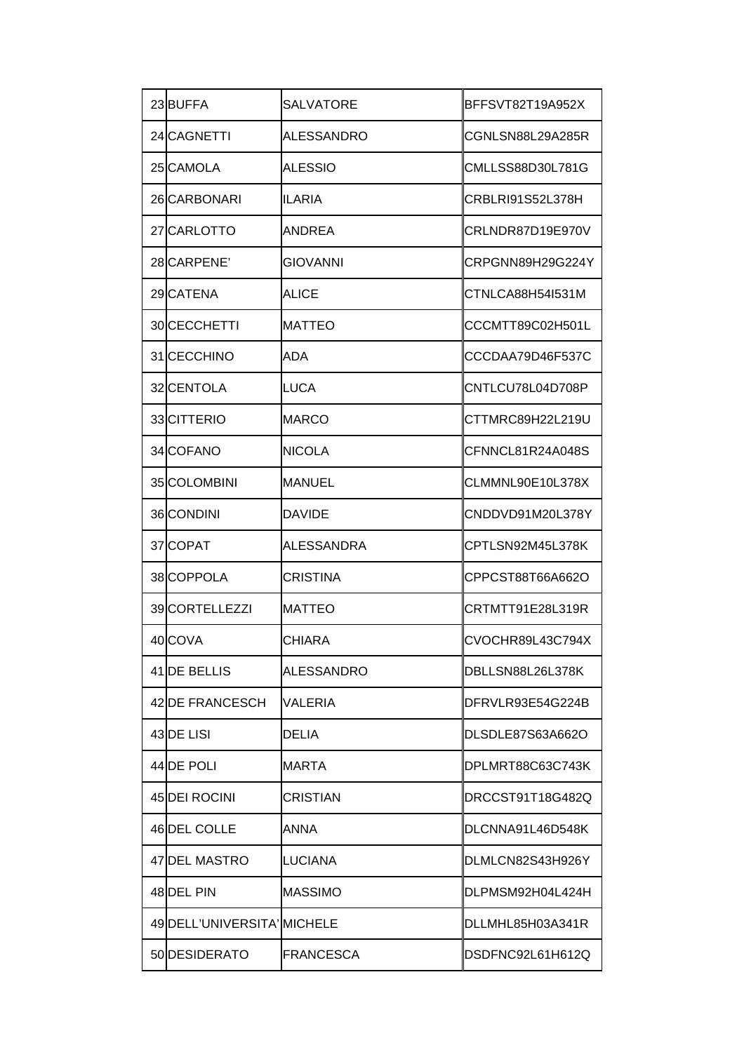| | | | |
|---|---|---|---|
| 23 | BUFFA | SALVATORE | BFFSVT82T19A952X |
| 24 | CAGNETTI | ALESSANDRO | CGNLSN88L29A285R |
| 25 | CAMOLA | ALESSIO | CMLLSS88D30L781G |
| 26 | CARBONARI | ILARIA | CRBLRI91S52L378H |
| 27 | CARLOTTO | ANDREA | CRLNDR87D19E970V |
| 28 | CARPENE’ | GIOVANNI | CRPGNN89H29G224Y |
| 29 | CATENA | ALICE | CTNLCA88H54I531M |
| 30 | CECCHETTI | MATTEO | CCCMTT89C02H501L |
| 31 | CECCHINO | ADA | CCCDAA79D46F537C |
| 32 | CENTOLA | LUCA | CNTLCU78L04D708P |
| 33 | CITTERIO | MARCO | CTTMRC89H22L219U |
| 34 | COFANO | NICOLA | CFNNCL81R24A048S |
| 35 | COLOMBINI | MANUEL | CLMMNL90E10L378X |
| 36 | CONDINI | DAVIDE | CNDDVD91M20L378Y |
| 37 | COPAT | ALESSANDRA | CPTLSN92M45L378K |
| 38 | COPPOLA | CRISTINA | CPPCST88T66A662O |
| 39 | CORTELLEZZI | MATTEO | CRTMTT91E28L319R |
| 40 | COVA | CHIARA | CVOCHR89L43C794X |
| 41 | DE BELLIS | ALESSANDRO | DBLLSN88L26L378K |
| 42 | DE FRANCESCH | VALERIA | DFRVLR93E54G224B |
| 43 | DE LISI | DELIA | DLSDLE87S63A662O |
| 44 | DE POLI | MARTA | DPLMRT88C63C743K |
| 45 | DEI ROCINI | CRISTIAN | DRCCST91T18G482Q |
| 46 | DEL COLLE | ANNA | DLCNNA91L46D548K |
| 47 | DEL MASTRO | LUCIANA | DLMLCN82S43H926Y |
| 48 | DEL PIN | MASSIMO | DLPMSM92H04L424H |
| 49 | DELL’UNIVERSITA’ | MICHELE | DLLMHL85H03A341R |
| 50 | DESIDERATO | FRANCESCA | DSDFNC92L61H612Q |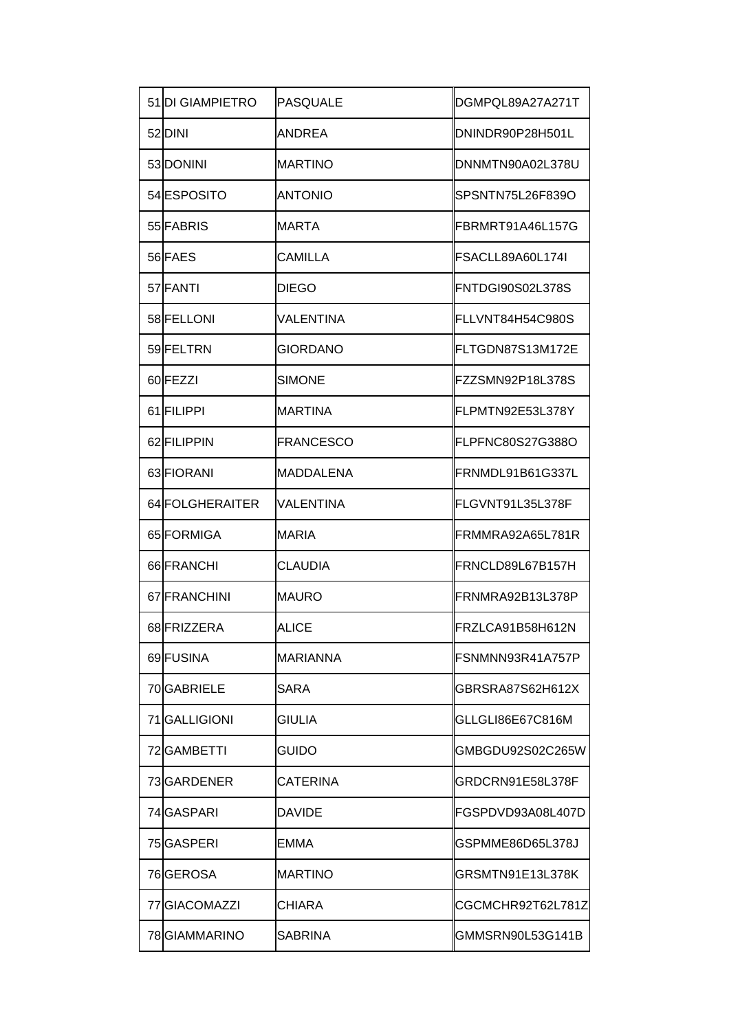| | | | |
|---|---|---|---|
| 51 | DI GIAMPIETRO | PASQUALE | DGMPQL89A27A271T |
| 52 | DINI | ANDREA | DNINDR90P28H501L |
| 53 | DONINI | MARTINO | DNNMTN90A02L378U |
| 54 | ESPOSITO | ANTONIO | SPSNTN75L26F839O |
| 55 | FABRIS | MARTA | FBRMRT91A46L157G |
| 56 | FAES | CAMILLA | FSACLL89A60L174I |
| 57 | FANTI | DIEGO | FNTDGI90S02L378S |
| 58 | FELLONI | VALENTINA | FLLVNT84H54C980S |
| 59 | FELTRN | GIORDANO | FLTGDN87S13M172E |
| 60 | FEZZI | SIMONE | FZZSMN92P18L378S |
| 61 | FILIPPI | MARTINA | FLPMTN92E53L378Y |
| 62 | FILIPPIN | FRANCESCO | FLPFNC80S27G388O |
| 63 | FIORANI | MADDALENA | FRNMDL91B61G337L |
| 64 | FOLGHERAITER | VALENTINA | FLGVNT91L35L378F |
| 65 | FORMIGA | MARIA | FRMMRA92A65L781R |
| 66 | FRANCHI | CLAUDIA | FRNCLD89L67B157H |
| 67 | FRANCHINI | MAURO | FRNMRA92B13L378P |
| 68 | FRIZZERA | ALICE | FRZLCA91B58H612N |
| 69 | FUSINA | MARIANNA | FSNMNN93R41A757P |
| 70 | GABRIELE | SARA | GBRSRA87S62H612X |
| 71 | GALLIGIONI | GIULIA | GLLGLI86E67C816M |
| 72 | GAMBETTI | GUIDO | GMBGDU92S02C265W |
| 73 | GARDENER | CATERINA | GRDCRN91E58L378F |
| 74 | GASPARI | DAVIDE | FGSPDVD93A08L407D |
| 75 | GASPERI | EMMA | GSPMME86D65L378J |
| 76 | GEROSA | MARTINO | GRSMTN91E13L378K |
| 77 | GIACOMAZZI | CHIARA | CGCMCHR92T62L781Z |
| 78 | GIAMMARINO | SABRINA | GMMSRN90L53G141B |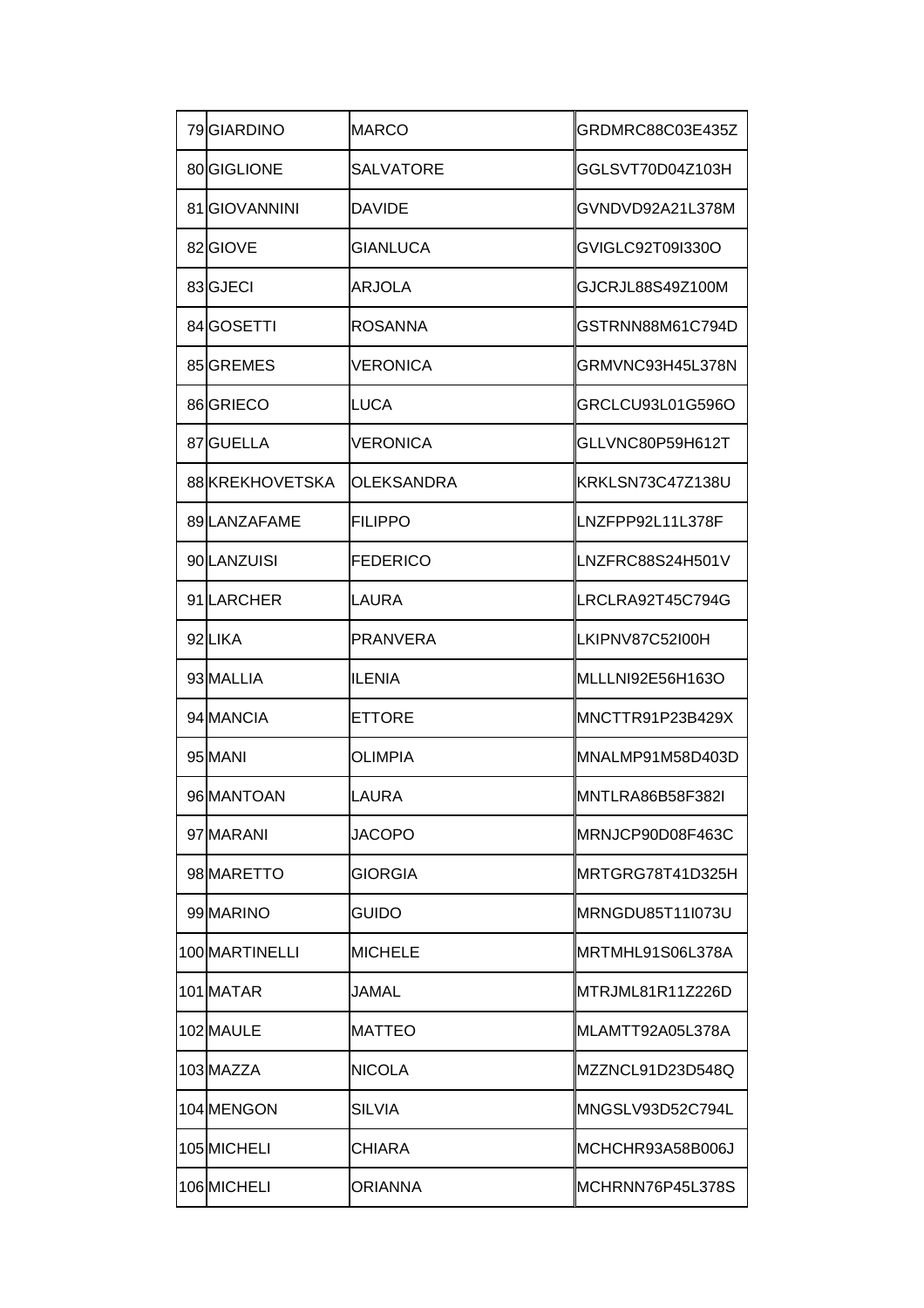| | | | |
|---|---|---|---|
| 79 | GIARDINO | MARCO | GRDMRC88C03E435Z |
| 80 | GIGLIONE | SALVATORE | GGLSVT70D04Z103H |
| 81 | GIOVANNINI | DAVIDE | GVNDVD92A21L378M |
| 82 | GIOVE | GIANLUCA | GVIGLC92T09I330O |
| 83 | GJECI | ARJOLA | GJCRJL88S49Z100M |
| 84 | GOSETTI | ROSANNA | GSTRNN88M61C794D |
| 85 | GREMES | VERONICA | GRMVNC93H45L378N |
| 86 | GRIECO | LUCA | GRCLCU93L01G596O |
| 87 | GUELLA | VERONICA | GLLVNC80P59H612T |
| 88 | KREKHOVETSKA | OLEKSANDRA | KRKLSN73C47Z138U |
| 89 | LANZAFAME | FILIPPO | LNZFPP92L11L378F |
| 90 | LANZUISI | FEDERICO | LNZFRC88S24H501V |
| 91 | LARCHER | LAURA | LRCLRA92T45C794G |
| 92 | LIKA | PRANVERA | LKIPNV87C52I00H |
| 93 | MALLIA | ILENIA | MLLLNI92E56H163O |
| 94 | MANCIA | ETTORE | MNCTTR91P23B429X |
| 95 | MANI | OLIMPIA | MNALMP91M58D403D |
| 96 | MANTOAN | LAURA | MNTLRA86B58F382I |
| 97 | MARANI | JACOPO | MRNJCP90D08F463C |
| 98 | MARETTO | GIORGIA | MRTGRG78T41D325H |
| 99 | MARINO | GUIDO | MRNGDU85T11I073U |
| 100 | MARTINELLI | MICHELE | MRTMHL91S06L378A |
| 101 | MATAR | JAMAL | MTRJML81R11Z226D |
| 102 | MAULE | MATTEO | MLAMTT92A05L378A |
| 103 | MAZZA | NICOLA | MZZNCL91D23D548Q |
| 104 | MENGON | SILVIA | MNGSLV93D52C794L |
| 105 | MICHELI | CHIARA | MCHCHR93A58B006J |
| 106 | MICHELI | ORIANNA | MCHRNN76P45L378S |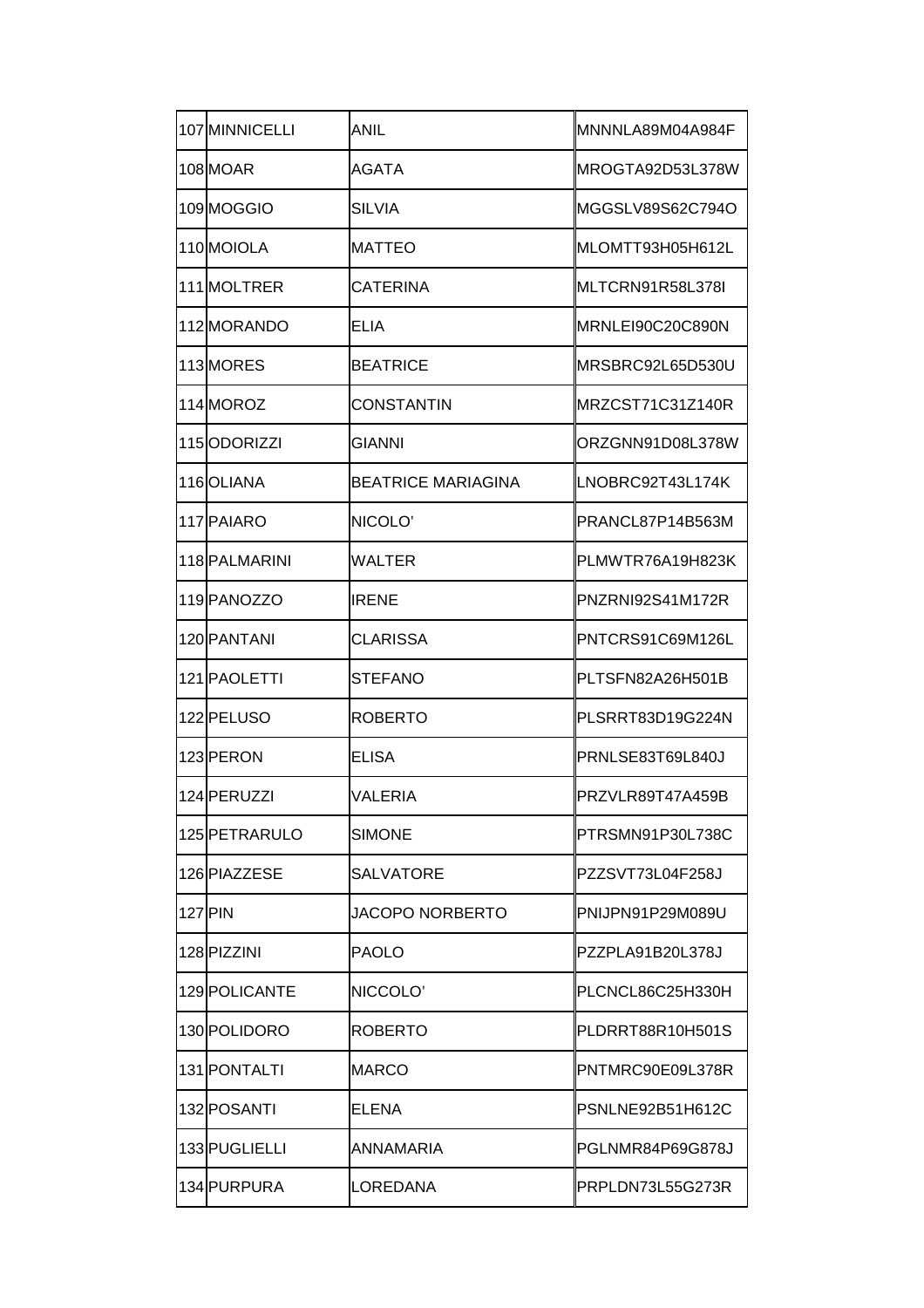| | | | |
|---|---|---|---|
| 107 | MINNICELLI | ANIL | MNNNLA89M04A984F |
| 108 | MOAR | AGATA | MROGTA92D53L378W |
| 109 | MOGGIO | SILVIA | MGGSLV89S62C794O |
| 110 | MOIOLA | MATTEO | MLOMTT93H05H612L |
| 111 | MOLTRER | CATERINA | MLTCRN91R58L378I |
| 112 | MORANDO | ELIA | MRNLEI90C20C890N |
| 113 | MORES | BEATRICE | MRSBRC92L65D530U |
| 114 | MOROZ | CONSTANTIN | MRZCST71C31Z140R |
| 115 | ODORIZZI | GIANNI | ORZGNN91D08L378W |
| 116 | OLIANA | BEATRICE MARIAGINA | LNOBRC92T43L174K |
| 117 | PAIARO | NICOLO’ | PRANCL87P14B563M |
| 118 | PALMARINI | WALTER | PLMWTR76A19H823K |
| 119 | PANOZZO | IRENE | PNZRNI92S41M172R |
| 120 | PANTANI | CLARISSA | PNTCRS91C69M126L |
| 121 | PAOLETTI | STEFANO | PLTSFN82A26H501B |
| 122 | PELUSO | ROBERTO | PLSRRT83D19G224N |
| 123 | PERON | ELISA | PRNLSE83T69L840J |
| 124 | PERUZZI | VALERIA | PRZVLR89T47A459B |
| 125 | PETRARULO | SIMONE | PTRSMN91P30L738C |
| 126 | PIAZZESE | SALVATORE | PZZSVT73L04F258J |
| 127 | PIN | JACOPO NORBERTO | PNIJPN91P29M089U |
| 128 | PIZZINI | PAOLO | PZZPLA91B20L378J |
| 129 | POLICANTE | NICCOLO’ | PLCNCL86C25H330H |
| 130 | POLIDORO | ROBERTO | PLDRRT88R10H501S |
| 131 | PONTALTI | MARCO | PNTMRC90E09L378R |
| 132 | POSANTI | ELENA | PSNLNE92B51H612C |
| 133 | PUGLIELLI | ANNAMARIA | PGLNMR84P69G878J |
| 134 | PURPURA | LOREDANA | PRPLDN73L55G273R |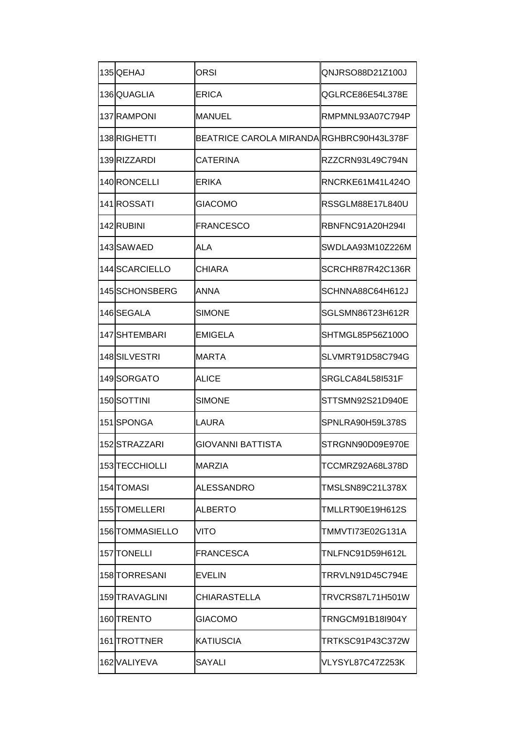| | | | |
|---|---|---|---|
| 135 | QEHAJ | ORSI | QNJRSO88D21Z100J |
| 136 | QUAGLIA | ERICA | QGLRCE86E54L378E |
| 137 | RAMPONI | MANUEL | RMPMNL93A07C794P |
| 138 | RIGHETTI | BEATRICE CAROLA MIRANDA | RGHBRC90H43L378F |
| 139 | RIZZARDI | CATERINA | RZZCRN93L49C794N |
| 140 | RONCELLI | ERIKA | RNCRKE61M41L424O |
| 141 | ROSSATI | GIACOMO | RSSGLM88E17L840U |
| 142 | RUBINI | FRANCESCO | RBNFNC91A20H294I |
| 143 | SAWAED | ALA | SWDLAA93M10Z226M |
| 144 | SCARCIELLO | CHIARA | SCRCHR87R42C136R |
| 145 | SCHONSBERG | ANNA | SCHNNA88C64H612J |
| 146 | SEGALA | SIMONE | SGLSMN86T23H612R |
| 147 | SHTEMBARI | EMIGELA | SHTMGL85P56Z100O |
| 148 | SILVESTRI | MARTA | SLVMRT91D58C794G |
| 149 | SORGATO | ALICE | SRGLCA84L58I531F |
| 150 | SOTTINI | SIMONE | STTSMN92S21D940E |
| 151 | SPONGA | LAURA | SPNLRA90H59L378S |
| 152 | STRAZZARI | GIOVANNI BATTISTA | STRGNN90D09E970E |
| 153 | TECCHIOLLI | MARZIA | TCCMRZ92A68L378D |
| 154 | TOMASI | ALESSANDRO | TMSLSN89C21L378X |
| 155 | TOMELLERI | ALBERTO | TMLLRT90E19H612S |
| 156 | TOMMASIELLO | VITO | TMMVTI73E02G131A |
| 157 | TONELLI | FRANCESCA | TNLFNC91D59H612L |
| 158 | TORRESANI | EVELIN | TRRVLN91D45C794E |
| 159 | TRAVAGLINI | CHIARASTELLA | TRVCRS87L71H501W |
| 160 | TRENTO | GIACOMO | TRNGCM91B18I904Y |
| 161 | TROTTNER | KATIUSCIA | TRTKSC91P43C372W |
| 162 | VALIYEVA | SAYALI | VLYSYL87C47Z253K |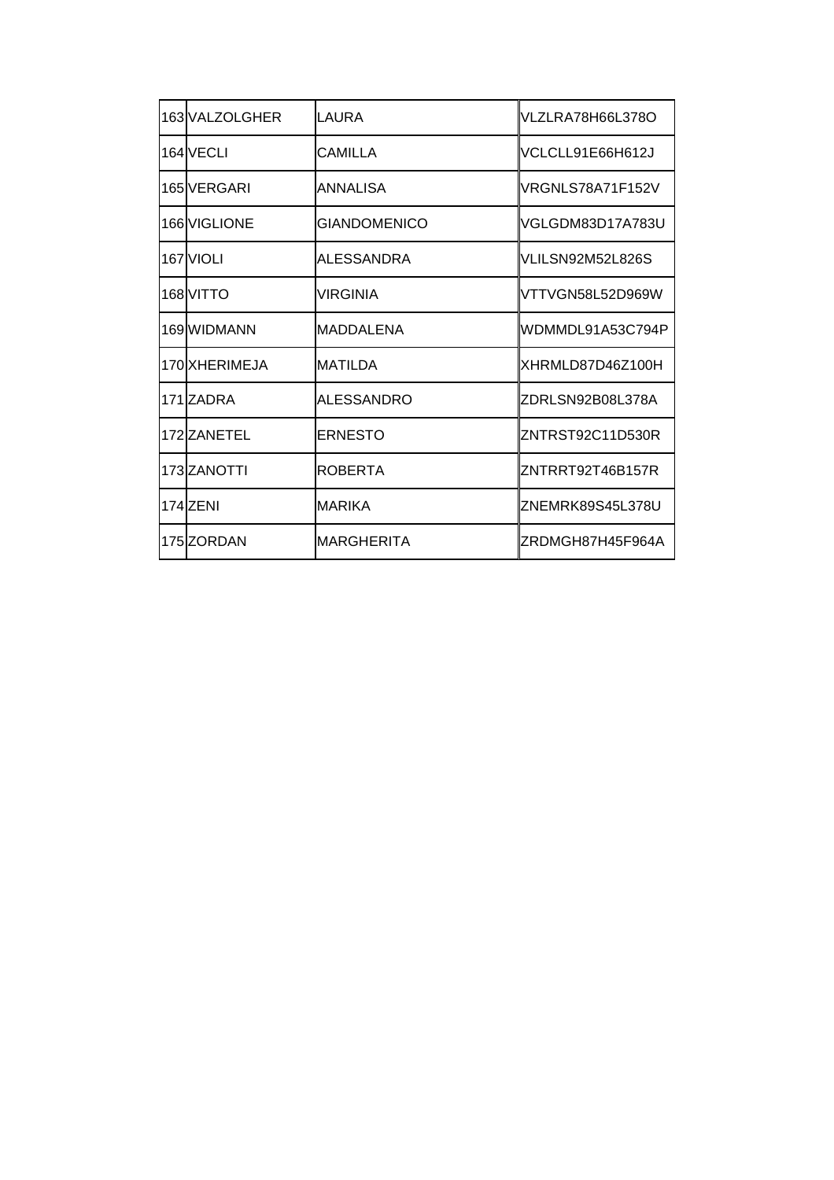| | | | |
|---|---|---|---|
| 163 | VALZOLGHER | LAURA | VLZLRA78H66L378O |
| 164 | VECLI | CAMILLA | VCLCLL91E66H612J |
| 165 | VERGARI | ANNALISA | VRGNLS78A71F152V |
| 166 | VIGLIONE | GIANDOMENICO | VGLGDM83D17A783U |
| 167 | VIOLI | ALESSANDRA | VLILSN92M52L826S |
| 168 | VITTO | VIRGINIA | VTTVGN58L52D969W |
| 169 | WIDMANN | MADDALENA | WDMMDL91A53C794P |
| 170 | XHERIMEJA | MATILDA | XHRMLD87D46Z100H |
| 171 | ZADRA | ALESSANDRO | ZDRLSN92B08L378A |
| 172 | ZANETEL | ERNESTO | ZNTRST92C11D530R |
| 173 | ZANOTTI | ROBERTA | ZNTRRT92T46B157R |
| 174 | ZENI | MARIKA | ZNEMRK89S45L378U |
| 175 | ZORDAN | MARGHERITA | ZRDMGH87H45F964A |